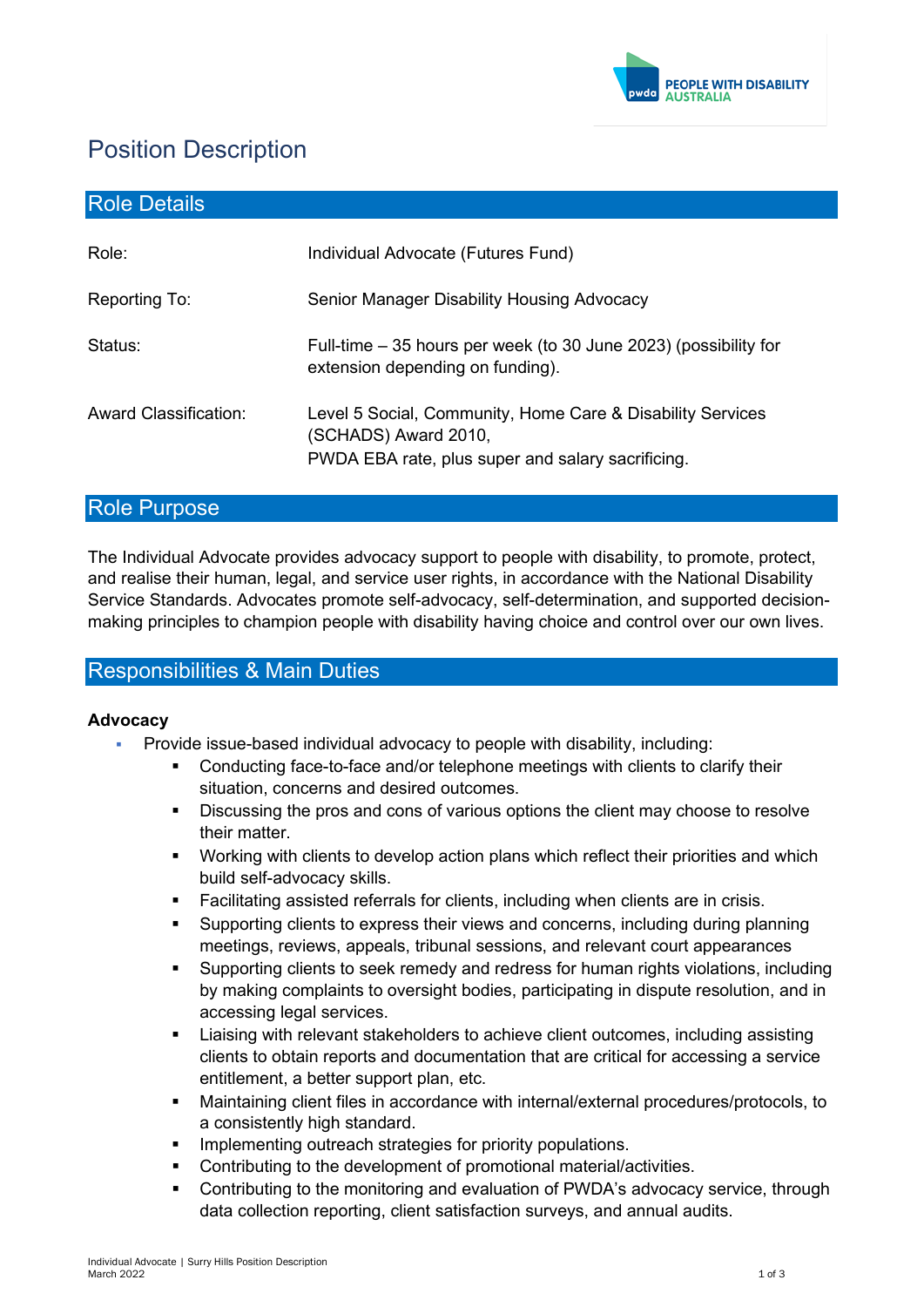# Position Description

## Role Details

| Role: | Individual Advocate (Futures Fund) |
| --- | --- |
| Reporting To: | Senior Manager Disability Housing Advocacy |
| Status: | Full-time – 35 hours per week (to 30 June 2023) (possibility for extension depending on funding). |
| Award Classification: | Level 5 Social, Community, Home Care & Disability Services (SCHADS) Award 2010, PWDA EBA rate, plus super and salary sacrificing. |

## Role Purpose

The Individual Advocate provides advocacy support to people with disability, to promote, protect, and realise their human, legal, and service user rights, in accordance with the National Disability Service Standards. Advocates promote self-advocacy, self-determination, and supported decision-making principles to champion people with disability having choice and control over our own lives.

## Responsibilities & Main Duties

**Advocacy**

- Provide issue-based individual advocacy to people with disability, including:
  - Conducting face-to-face and/or telephone meetings with clients to clarify their situation, concerns and desired outcomes.
  - Discussing the pros and cons of various options the client may choose to resolve their matter.
  - Working with clients to develop action plans which reflect their priorities and which build self-advocacy skills.
  - Facilitating assisted referrals for clients, including when clients are in crisis.
  - Supporting clients to express their views and concerns, including during planning meetings, reviews, appeals, tribunal sessions, and relevant court appearances
  - Supporting clients to seek remedy and redress for human rights violations, including by making complaints to oversight bodies, participating in dispute resolution, and in accessing legal services.
  - Liaising with relevant stakeholders to achieve client outcomes, including assisting clients to obtain reports and documentation that are critical for accessing a service entitlement, a better support plan, etc.
  - Maintaining client files in accordance with internal/external procedures/protocols, to a consistently high standard.
  - Implementing outreach strategies for priority populations.
  - Contributing to the development of promotional material/activities.
  - Contributing to the monitoring and evaluation of PWDA's advocacy service, through data collection reporting, client satisfaction surveys, and annual audits.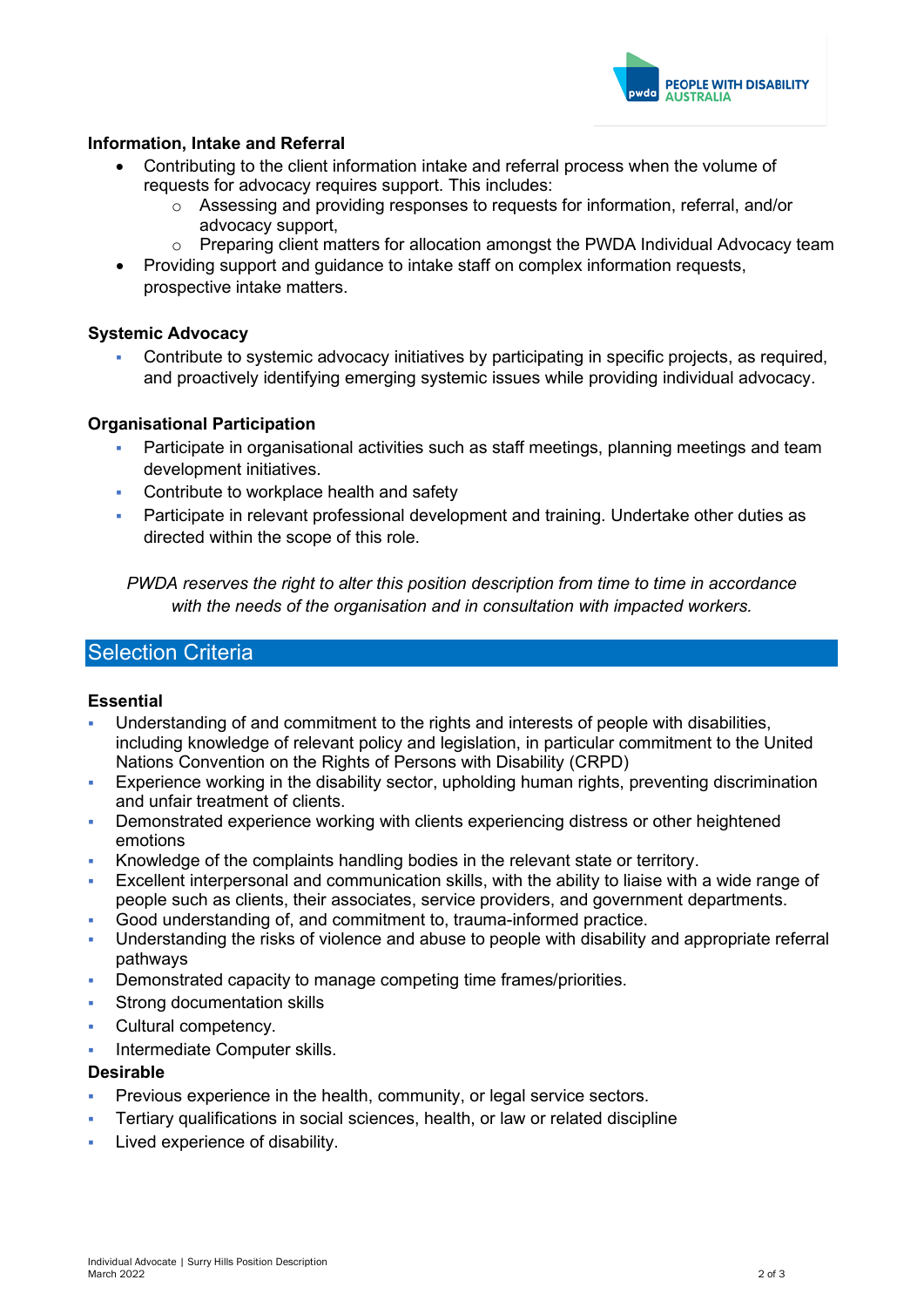### Information, Intake and Referral

- Contributing to the client information intake and referral process when the volume of requests for advocacy requires support. This includes:
  - Assessing and providing responses to requests for information, referral, and/or advocacy support,
  - Preparing client matters for allocation amongst the PWDA Individual Advocacy team
- Providing support and guidance to intake staff on complex information requests, prospective intake matters.

### Systemic Advocacy

- Contribute to systemic advocacy initiatives by participating in specific projects, as required, and proactively identifying emerging systemic issues while providing individual advocacy.

### Organisational Participation

- Participate in organisational activities such as staff meetings, planning meetings and team development initiatives.
- Contribute to workplace health and safety
- Participate in relevant professional development and training. Undertake other duties as directed within the scope of this role.

*PWDA reserves the right to alter this position description from time to time in accordance with the needs of the organisation and in consultation with impacted workers.*

## Selection Criteria

### Essential

- Understanding of and commitment to the rights and interests of people with disabilities, including knowledge of relevant policy and legislation, in particular commitment to the United Nations Convention on the Rights of Persons with Disability (CRPD)
- Experience working in the disability sector, upholding human rights, preventing discrimination and unfair treatment of clients.
- Demonstrated experience working with clients experiencing distress or other heightened emotions
- Knowledge of the complaints handling bodies in the relevant state or territory.
- Excellent interpersonal and communication skills, with the ability to liaise with a wide range of people such as clients, their associates, service providers, and government departments.
- Good understanding of, and commitment to, trauma-informed practice.
- Understanding the risks of violence and abuse to people with disability and appropriate referral pathways
- Demonstrated capacity to manage competing time frames/priorities.
- Strong documentation skills
- Cultural competency.
- Intermediate Computer skills.

### Desirable

- Previous experience in the health, community, or legal service sectors.
- Tertiary qualifications in social sciences, health, or law or related discipline
- Lived experience of disability.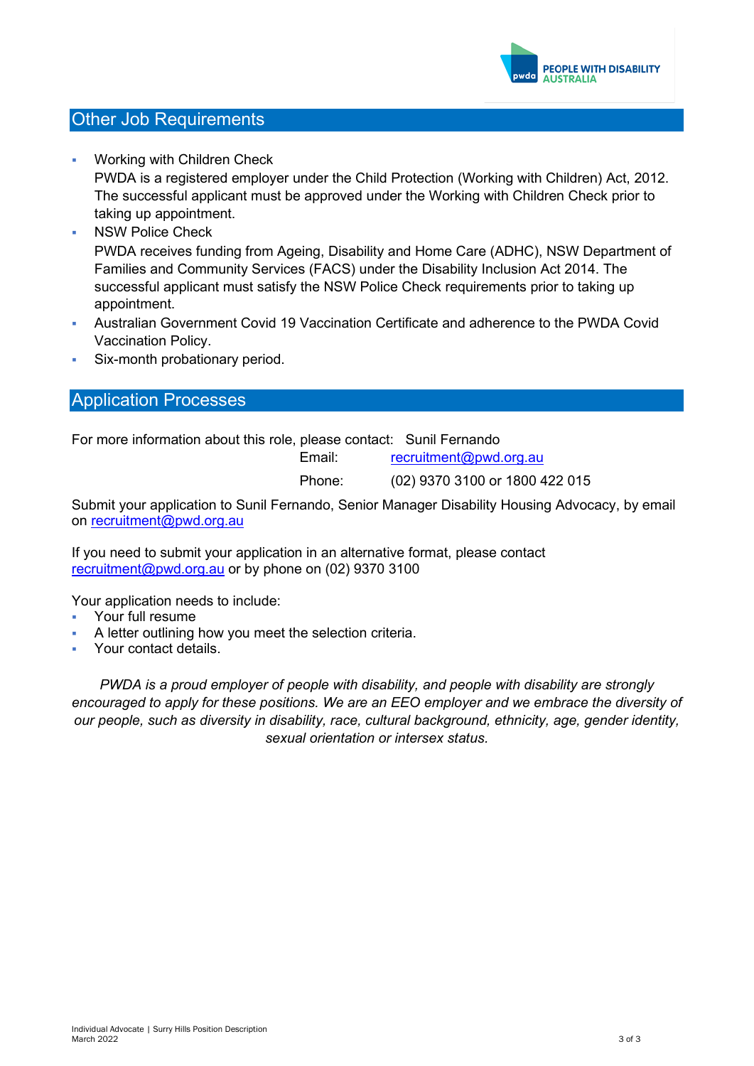## Other Job Requirements

- Working with Children Check
  PWDA is a registered employer under the Child Protection (Working with Children) Act, 2012. The successful applicant must be approved under the Working with Children Check prior to taking up appointment.
- NSW Police Check
  PWDA receives funding from Ageing, Disability and Home Care (ADHC), NSW Department of Families and Community Services (FACS) under the Disability Inclusion Act 2014. The successful applicant must satisfy the NSW Police Check requirements prior to taking up appointment.
- Australian Government Covid 19 Vaccination Certificate and adherence to the PWDA Covid Vaccination Policy.
- Six-month probationary period.

## Application Processes

For more information about this role, please contact: Sunil Fernando

Email: recruitment@pwd.org.au

Phone: (02) 9370 3100 or 1800 422 015

Submit your application to Sunil Fernando, Senior Manager Disability Housing Advocacy, by email on recruitment@pwd.org.au

If you need to submit your application in an alternative format, please contact recruitment@pwd.org.au or by phone on (02) 9370 3100

Your application needs to include:

- Your full resume
- A letter outlining how you meet the selection criteria.
- Your contact details.

*PWDA is a proud employer of people with disability, and people with disability are strongly encouraged to apply for these positions. We are an EEO employer and we embrace the diversity of our people, such as diversity in disability, race, cultural background, ethnicity, age, gender identity, sexual orientation or intersex status.*